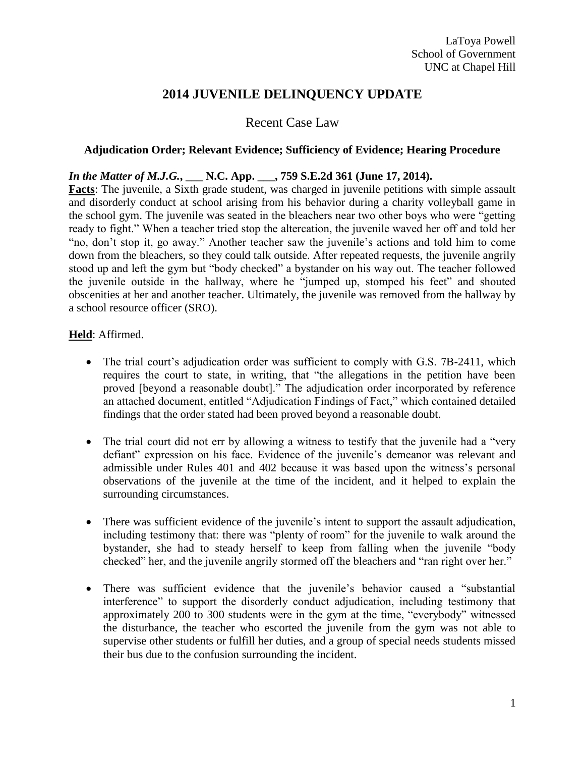LaToya Powell
School of Government
UNC at Chapel Hill

# 2014 JUVENILE DELINQUENCY UPDATE

## Recent Case Law

### Adjudication Order; Relevant Evidence; Sufficiency of Evidence; Hearing Procedure

***In the Matter of M.J.G.*, ___ N.C. App. ___, 759 S.E.2d 361 (June 17, 2014).**

**Facts**: The juvenile, a Sixth grade student, was charged in juvenile petitions with simple assault and disorderly conduct at school arising from his behavior during a charity volleyball game in the school gym. The juvenile was seated in the bleachers near two other boys who were "getting ready to fight." When a teacher tried stop the altercation, the juvenile waved her off and told her "no, don't stop it, go away." Another teacher saw the juvenile's actions and told him to come down from the bleachers, so they could talk outside. After repeated requests, the juvenile angrily stood up and left the gym but "body checked" a bystander on his way out. The teacher followed the juvenile outside in the hallway, where he "jumped up, stomped his feet" and shouted obscenities at her and another teacher. Ultimately, the juvenile was removed from the hallway by a school resource officer (SRO).

**Held**: Affirmed.

- The trial court's adjudication order was sufficient to comply with G.S. 7B-2411, which requires the court to state, in writing, that "the allegations in the petition have been proved [beyond a reasonable doubt]." The adjudication order incorporated by reference an attached document, entitled "Adjudication Findings of Fact," which contained detailed findings that the order stated had been proved beyond a reasonable doubt.

- The trial court did not err by allowing a witness to testify that the juvenile had a "very defiant" expression on his face. Evidence of the juvenile's demeanor was relevant and admissible under Rules 401 and 402 because it was based upon the witness's personal observations of the juvenile at the time of the incident, and it helped to explain the surrounding circumstances.

- There was sufficient evidence of the juvenile's intent to support the assault adjudication, including testimony that: there was "plenty of room" for the juvenile to walk around the bystander, she had to steady herself to keep from falling when the juvenile "body checked" her, and the juvenile angrily stormed off the bleachers and "ran right over her."

- There was sufficient evidence that the juvenile's behavior caused a "substantial interference" to support the disorderly conduct adjudication, including testimony that approximately 200 to 300 students were in the gym at the time, "everybody" witnessed the disturbance, the teacher who escorted the juvenile from the gym was not able to supervise other students or fulfill her duties, and a group of special needs students missed their bus due to the confusion surrounding the incident.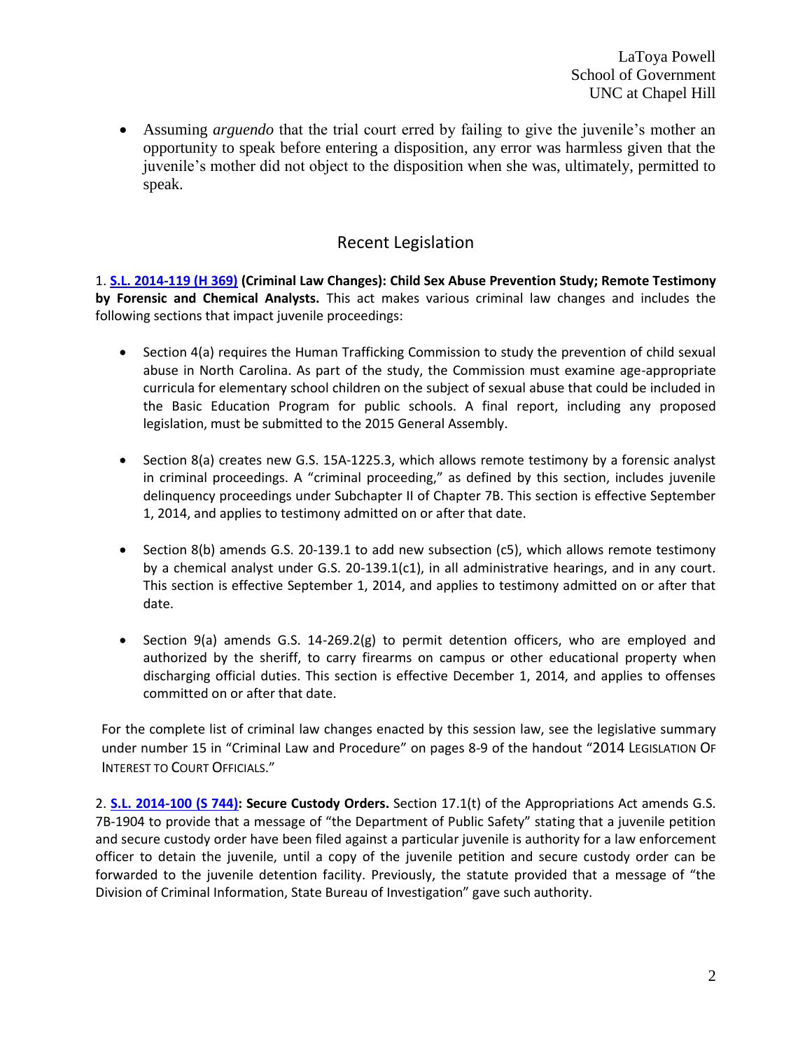- Assuming *arguendo* that the trial court erred by failing to give the juvenile's mother an opportunity to speak before entering a disposition, any error was harmless given that the juvenile's mother did not object to the disposition when she was, ultimately, permitted to speak.

## Recent Legislation

1. **S.L. 2014-119 (H 369) (Criminal Law Changes): Child Sex Abuse Prevention Study; Remote Testimony by Forensic and Chemical Analysts.** This act makes various criminal law changes and includes the following sections that impact juvenile proceedings:

- Section 4(a) requires the Human Trafficking Commission to study the prevention of child sexual abuse in North Carolina. As part of the study, the Commission must examine age-appropriate curricula for elementary school children on the subject of sexual abuse that could be included in the Basic Education Program for public schools. A final report, including any proposed legislation, must be submitted to the 2015 General Assembly.

- Section 8(a) creates new G.S. 15A-1225.3, which allows remote testimony by a forensic analyst in criminal proceedings. A "criminal proceeding," as defined by this section, includes juvenile delinquency proceedings under Subchapter II of Chapter 7B. This section is effective September 1, 2014, and applies to testimony admitted on or after that date.

- Section 8(b) amends G.S. 20-139.1 to add new subsection (c5), which allows remote testimony by a chemical analyst under G.S. 20-139.1(c1), in all administrative hearings, and in any court. This section is effective September 1, 2014, and applies to testimony admitted on or after that date.

- Section 9(a) amends G.S. 14-269.2(g) to permit detention officers, who are employed and authorized by the sheriff, to carry firearms on campus or other educational property when discharging official duties. This section is effective December 1, 2014, and applies to offenses committed on or after that date.

For the complete list of criminal law changes enacted by this session law, see the legislative summary under number 15 in "Criminal Law and Procedure" on pages 8-9 of the handout "2014 LEGISLATION OF INTEREST TO COURT OFFICIALS."

2. **S.L. 2014-100 (S 744): Secure Custody Orders.** Section 17.1(t) of the Appropriations Act amends G.S. 7B-1904 to provide that a message of "the Department of Public Safety" stating that a juvenile petition and secure custody order have been filed against a particular juvenile is authority for a law enforcement officer to detain the juvenile, until a copy of the juvenile petition and secure custody order can be forwarded to the juvenile detention facility. Previously, the statute provided that a message of "the Division of Criminal Information, State Bureau of Investigation" gave such authority.